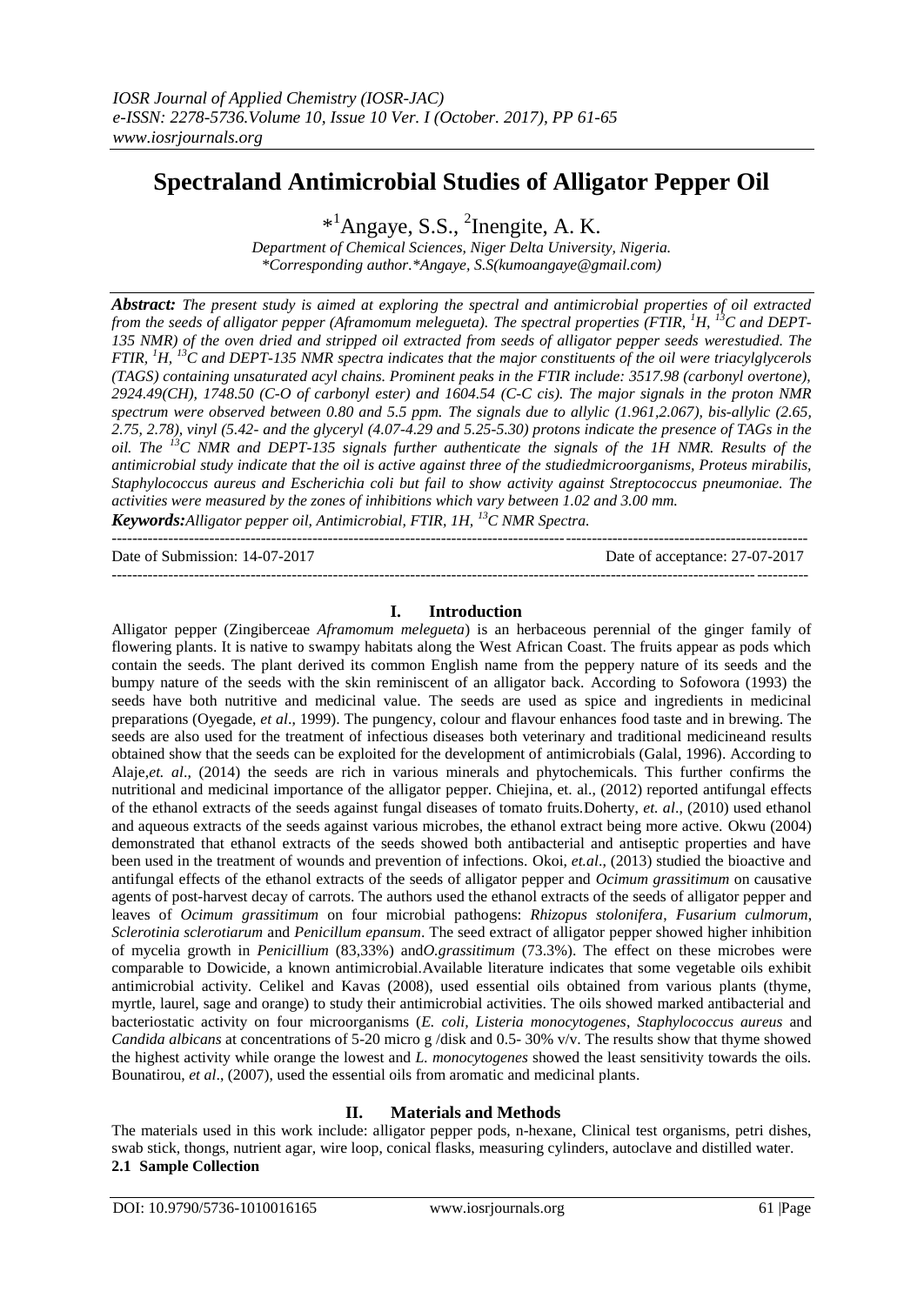# Spectraland Antimicrobial Studies of Alligator Pepper Oil

*[1]Angaye, S.S., [2]Inengite, A. K.

*Department of Chemical Sciences, Niger Delta University, Nigeria.*
*\*Corresponding author.\*Angaye, S.S(kumoangaye@gmail.com)*

***Abstract:*** *The present study is aimed at exploring the spectral and antimicrobial properties of oil extracted from the seeds of alligator pepper (Aframomum melegueta). The spectral properties (FTIR, $^1H$, $^{13}C$ and DEPT-135 NMR) of the oven dried and stripped oil extracted from seeds of alligator pepper seeds werestudied. The FTIR, $^1H$, $^{13}C$ and DEPT-135 NMR spectra indicates that the major constituents of the oil were triacylglycerols (TAGS) containing unsaturated acyl chains. Prominent peaks in the FTIR include: 3517.98 (carbonyl overtone), 2924.49(CH), 1748.50 (C-O of carbonyl ester) and 1604.54 (C-C cis). The major signals in the proton NMR spectrum were observed between 0.80 and 5.5 ppm. The signals due to allylic (1.961,2.067), bis-allylic (2.65, 2.75, 2.78), vinyl (5.42- and the glyceryl (4.07-4.29 and 5.25-5.30) protons indicate the presence of TAGs in the oil. The $^{13}C$ NMR and DEPT-135 signals further authenticate the signals of the 1H NMR. Results of the antimicrobial study indicate that the oil is active against three of the studiedmicroorganisms, Proteus mirabilis, Staphylococcus aureus and Escherichia coli but fail to show activity against Streptococcus pneumoniae. The activities were measured by the zones of inhibitions which vary between 1.02 and 3.00 mm.*

***Keywords:****Alligator pepper oil, Antimicrobial, FTIR, 1H, $^{13}C$ NMR Spectra.*

---

Date of Submission: 14-07-2017 Date of acceptance: 27-07-2017

---

## I. Introduction

Alligator pepper (Zingiberceae *Aframomum melegueta*) is an herbaceous perennial of the ginger family of flowering plants. It is native to swampy habitats along the West African Coast. The fruits appear as pods which contain the seeds. The plant derived its common English name from the peppery nature of its seeds and the bumpy nature of the seeds with the skin reminiscent of an alligator back. According to Sofowora (1993) the seeds have both nutritive and medicinal value. The seeds are used as spice and ingredients in medicinal preparations (Oyegade, *et al*., 1999). The pungency, colour and flavour enhances food taste and in brewing. The seeds are also used for the treatment of infectious diseases both veterinary and traditional medicineand results obtained show that the seeds can be exploited for the development of antimicrobials (Galal, 1996). According to Alaje,*et. al*., (2014) the seeds are rich in various minerals and phytochemicals. This further confirms the nutritional and medicinal importance of the alligator pepper. Chiejina, et. al., (2012) reported antifungal effects of the ethanol extracts of the seeds against fungal diseases of tomato fruits.Doherty, *et. al*., (2010) used ethanol and aqueous extracts of the seeds against various microbes, the ethanol extract being more active. Okwu (2004) demonstrated that ethanol extracts of the seeds showed both antibacterial and antiseptic properties and have been used in the treatment of wounds and prevention of infections. Okoi, *et.al*., (2013) studied the bioactive and antifungal effects of the ethanol extracts of the seeds of alligator pepper and *Ocimum grassitimum* on causative agents of post-harvest decay of carrots. The authors used the ethanol extracts of the seeds of alligator pepper and leaves of *Ocimum grassitimum* on four microbial pathogens: *Rhizopus stolonifera*, *Fusarium culmorum*, *Sclerotinia sclerotiarum* and *Penicillum epansum*. The seed extract of alligator pepper showed higher inhibition of mycelia growth in *Penicillium* (83,33%) and*O.grassitimum* (73.3%). The effect on these microbes were comparable to Dowicide, a known antimicrobial.Available literature indicates that some vegetable oils exhibit antimicrobial activity. Celikel and Kavas (2008), used essential oils obtained from various plants (thyme, myrtle, laurel, sage and orange) to study their antimicrobial activities. The oils showed marked antibacterial and bacteriostatic activity on four microorganisms (*E. coli, Listeria monocytogenes*, *Staphylococcus aureus* and *Candida albicans* at concentrations of 5-20 micro g /disk and 0.5- 30% v/v. The results show that thyme showed the highest activity while orange the lowest and *L. monocytogenes* showed the least sensitivity towards the oils. Bounatirou, *et al*., (2007), used the essential oils from aromatic and medicinal plants.

## II. Materials and Methods

The materials used in this work include: alligator pepper pods, n-hexane, Clinical test organisms, petri dishes, swab stick, thongs, nutrient agar, wire loop, conical flasks, measuring cylinders, autoclave and distilled water.

### 2.1 Sample Collection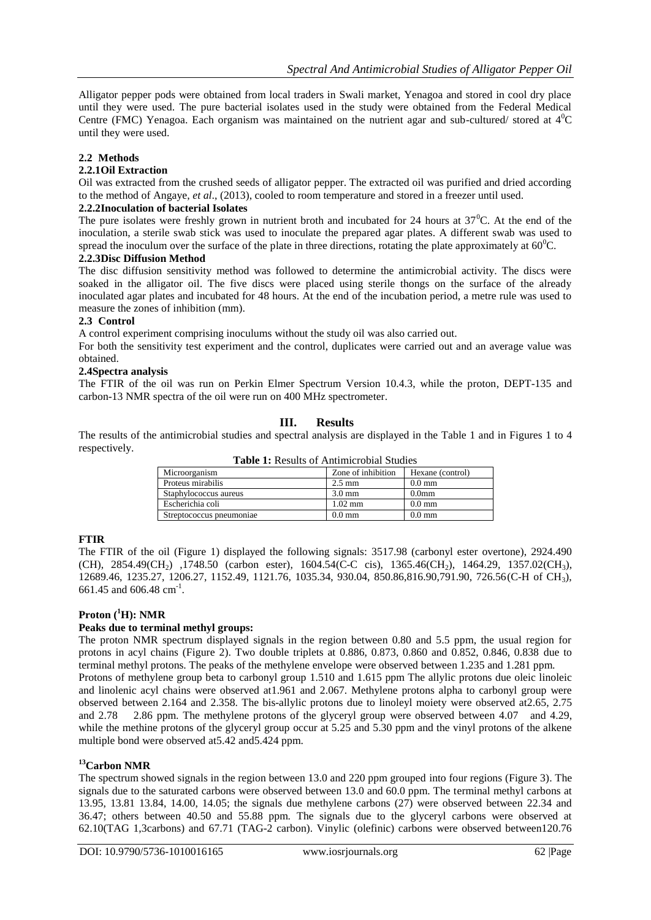Alligator pepper pods were obtained from local traders in Swali market, Yenagoa and stored in cool dry place until they were used. The pure bacterial isolates used in the study were obtained from the Federal Medical Centre (FMC) Yenagoa. Each organism was maintained on the nutrient agar and sub-cultured/ stored at $4^0$C until they were used.

### 2.2 Methods

#### 2.2.1Oil Extraction

Oil was extracted from the crushed seeds of alligator pepper. The extracted oil was purified and dried according to the method of Angaye, *et al*., (2013), cooled to room temperature and stored in a freezer until used.

#### 2.2.2Inoculation of bacterial Isolates

The pure isolates were freshly grown in nutrient broth and incubated for 24 hours at $37^0$C. At the end of the inoculation, a sterile swab stick was used to inoculate the prepared agar plates. A different swab was used to spread the inoculum over the surface of the plate in three directions, rotating the plate approximately at $60^0$C.

#### 2.2.3Disc Diffusion Method

The disc diffusion sensitivity method was followed to determine the antimicrobial activity. The discs were soaked in the alligator oil. The five discs were placed using sterile thongs on the surface of the already inoculated agar plates and incubated for 48 hours. At the end of the incubation period, a metre rule was used to measure the zones of inhibition (mm).

### 2.3 Control

A control experiment comprising inoculums without the study oil was also carried out.

For both the sensitivity test experiment and the control, duplicates were carried out and an average value was obtained.

### 2.4Spectra analysis

The FTIR of the oil was run on Perkin Elmer Spectrum Version 10.4.3, while the proton, DEPT-135 and carbon-13 NMR spectra of the oil were run on 400 MHz spectrometer.

## III. Results

The results of the antimicrobial studies and spectral analysis are displayed in the Table 1 and in Figures 1 to 4 respectively.

**Table 1:** Results of Antimicrobial Studies

| Microorganism | Zone of inhibition | Hexane (control) |
|---|---|---|
| Proteus mirabilis | 2.5 mm | 0.0 mm |
| Staphylococcus aureus | 3.0 mm | 0.0mm |
| Escherichia coli | 1.02 mm | 0.0 mm |
| Streptococcus pneumoniae | 0.0 mm | 0.0 mm |

**FTIR**

The FTIR of the oil (Figure 1) displayed the following signals: 3517.98 (carbonyl ester overtone), 2924.490 (CH), 2854.49($CH_2$) ,1748.50 (carbon ester), 1604.54(C-C cis), 1365.46($CH_2$), 1464.29, 1357.02($CH_3$), 12689.46, 1235.27, 1206.27, 1152.49, 1121.76, 1035.34, 930.04, 850.86,816.90,791.90, 726.56(C-H of $CH_3$), 661.45 and 606.48 $cm^{-1}$.

**Proton ($^1$H): NMR**

**Peaks due to terminal methyl groups:**

The proton NMR spectrum displayed signals in the region between 0.80 and 5.5 ppm, the usual region for protons in acyl chains (Figure 2). Two double triplets at 0.886, 0.873, 0.860 and 0.852, 0.846, 0.838 due to terminal methyl protons. The peaks of the methylene envelope were observed between 1.235 and 1.281 ppm.

Protons of methylene group beta to carbonyl group 1.510 and 1.615 ppm The allylic protons due oleic linoleic and linolenic acyl chains were observed at1.961 and 2.067. Methylene protons alpha to carbonyl group were observed between 2.164 and 2.358. The bis-allylic protons due to linoleyl moiety were observed at2.65, 2.75 and 2.78  2.86 ppm. The methylene protons of the glyceryl group were observed between 4.07  and 4.29, while the methine protons of the glyceryl group occur at 5.25 and 5.30 ppm and the vinyl protons of the alkene multiple bond were observed at5.42 and5.424 ppm.

**$^{13}$Carbon NMR**

The spectrum showed signals in the region between 13.0 and 220 ppm grouped into four regions (Figure 3). The signals due to the saturated carbons were observed between 13.0 and 60.0 ppm. The terminal methyl carbons at 13.95, 13.81 13.84, 14.00, 14.05; the signals due methylene carbons (27) were observed between 22.34 and 36.47; others between 40.50 and 55.88 ppm. The signals due to the glyceryl carbons were observed at 62.10(TAG 1,3carbons) and 67.71 (TAG-2 carbon). Vinylic (olefinic) carbons were observed between120.76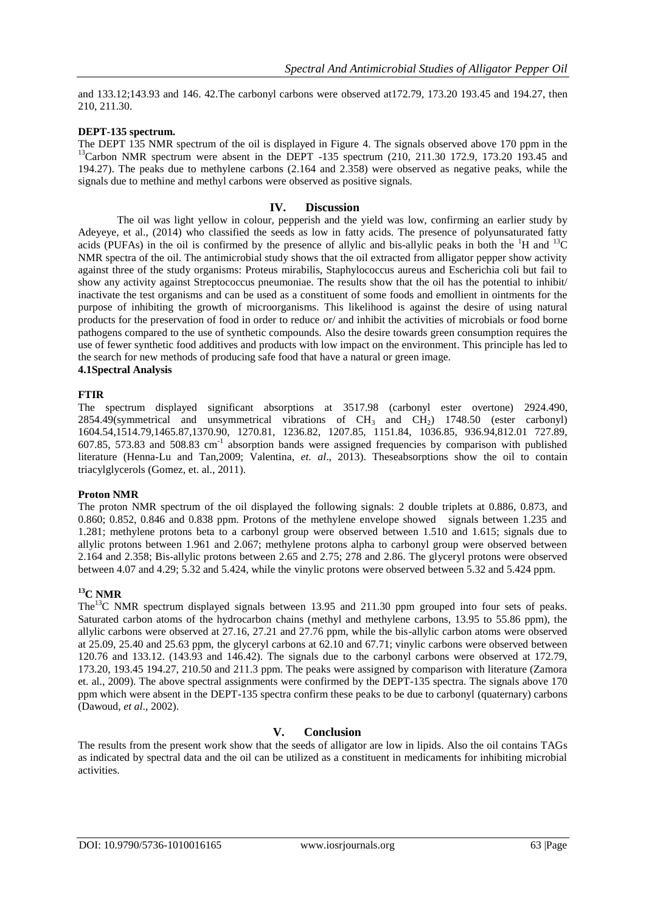and 133.12;143.93 and 146. 42.The carbonyl carbons were observed at172.79, 173.20 193.45 and 194.27, then 210, 211.30.

**DEPT-135 spectrum.**

The DEPT 135 NMR spectrum of the oil is displayed in Figure 4. The signals observed above 170 ppm in the $^{13}$Carbon NMR spectrum were absent in the DEPT -135 spectrum (210, 211.30 172.9, 173.20 193.45 and 194.27). The peaks due to methylene carbons (2.164 and 2.358) were observed as negative peaks, while the signals due to methine and methyl carbons were observed as positive signals.

## IV. Discussion

The oil was light yellow in colour, pepperish and the yield was low, confirming an earlier study by Adeyeye, et al., (2014) who classified the seeds as low in fatty acids. The presence of polyunsaturated fatty acids (PUFAs) in the oil is confirmed by the presence of allylic and bis-allylic peaks in both the $^{1}$H and $^{13}$C NMR spectra of the oil. The antimicrobial study shows that the oil extracted from alligator pepper show activity against three of the study organisms: Proteus mirabilis, Staphylococcus aureus and Escherichia coli but fail to show any activity against Streptococcus pneumoniae. The results show that the oil has the potential to inhibit/ inactivate the test organisms and can be used as a constituent of some foods and emollient in ointments for the purpose of inhibiting the growth of microorganisms. This likelihood is against the desire of using natural products for the preservation of food in order to reduce or/ and inhibit the activities of microbials or food borne pathogens compared to the use of synthetic compounds. Also the desire towards green consumption requires the use of fewer synthetic food additives and products with low impact on the environment. This principle has led to the search for new methods of producing safe food that have a natural or green image.

### 4.1Spectral Analysis

**FTIR**

The spectrum displayed significant absorptions at 3517.98 (carbonyl ester overtone) 2924.490, 2854.49(symmetrical and unsymmetrical vibrations of $CH_3$ and $CH_2$) 1748.50 (ester carbonyl) 1604.54,1514.79,1465.87,1370.90, 1270.81, 1236.82, 1207.85, 1151.84, 1036.85, 936.94,812.01 727.89, 607.85, 573.83 and 508.83 cm$^{-1}$ absorption bands were assigned frequencies by comparison with published literature (Henna-Lu and Tan,2009; Valentina, *et. al*., 2013). Theseabsorptions show the oil to contain triacylglycerols (Gomez, et. al., 2011).

**Proton NMR**

The proton NMR spectrum of the oil displayed the following signals: 2 double triplets at 0.886, 0.873, and 0.860; 0.852, 0.846 and 0.838 ppm. Protons of the methylene envelope showed signals between 1.235 and 1.281; methylene protons beta to a carbonyl group were observed between 1.510 and 1.615; signals due to allylic protons between 1.961 and 2.067; methylene protons alpha to carbonyl group were observed between 2.164 and 2.358; Bis-allylic protons between 2.65 and 2.75; 278 and 2.86. The glyceryl protons were observed between 4.07 and 4.29; 5.32 and 5.424, while the vinylic protons were observed between 5.32 and 5.424 ppm.

**$^{13}$C NMR**

The$^{13}$C NMR spectrum displayed signals between 13.95 and 211.30 ppm grouped into four sets of peaks. Saturated carbon atoms of the hydrocarbon chains (methyl and methylene carbons, 13.95 to 55.86 ppm), the allylic carbons were observed at 27.16, 27.21 and 27.76 ppm, while the bis-allylic carbon atoms were observed at 25.09, 25.40 and 25.63 ppm, the glyceryl carbons at 62.10 and 67.71; vinylic carbons were observed between 120.76 and 133.12. (143.93 and 146.42). The signals due to the carbonyl carbons were observed at 172.79, 173.20, 193.45 194.27, 210.50 and 211.3 ppm. The peaks were assigned by comparison with literature (Zamora et. al., 2009). The above spectral assignments were confirmed by the DEPT-135 spectra. The signals above 170 ppm which were absent in the DEPT-135 spectra confirm these peaks to be due to carbonyl (quaternary) carbons (Dawoud, *et al*., 2002).

## V. Conclusion

The results from the present work show that the seeds of alligator are low in lipids. Also the oil contains TAGs as indicated by spectral data and the oil can be utilized as a constituent in medicaments for inhibiting microbial activities.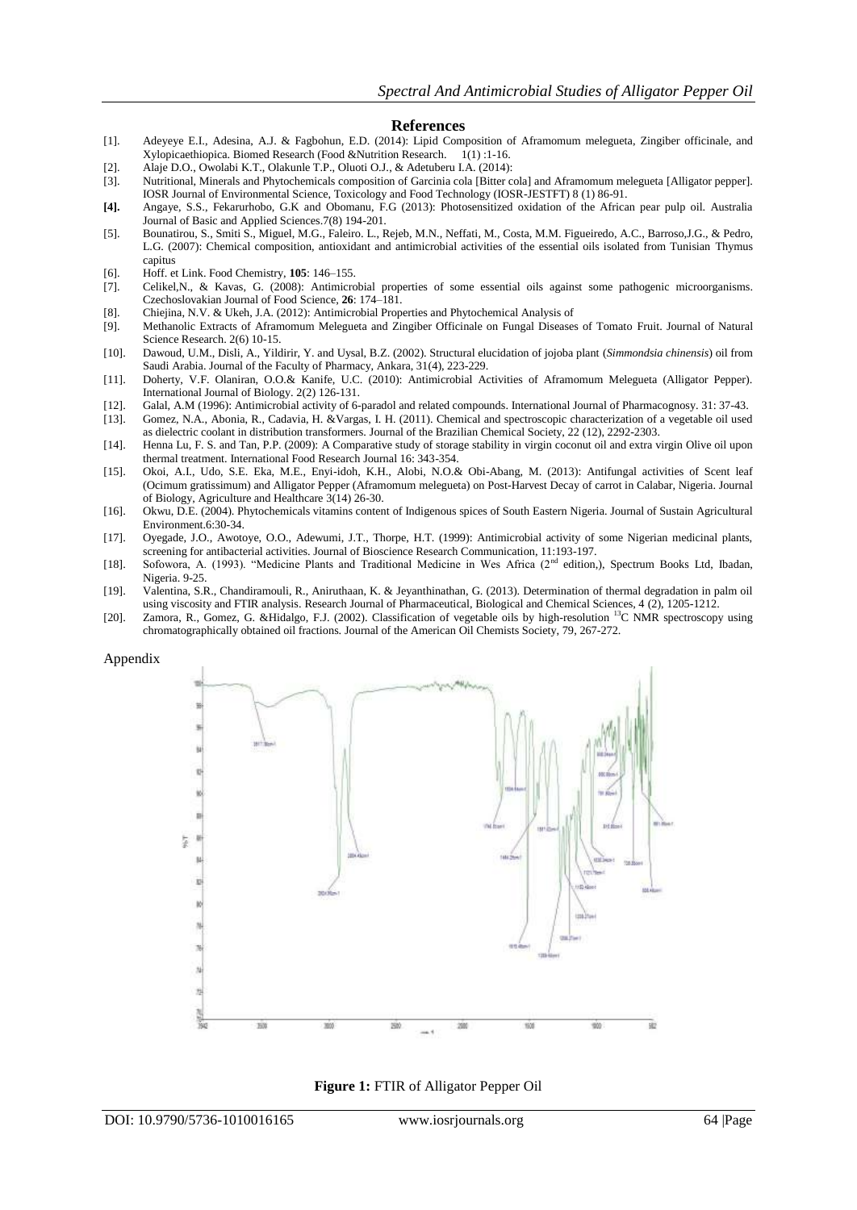## References

[1]. Adeyeye E.I., Adesina, A.J. & Fagbohun, E.D. (2014): Lipid Composition of Aframomum melegueta, Zingiber officinale, and Xylopicaethiopica. Biomed Research (Food &Nutrition Research. 1(1) :1-16.

[2]. Alaje D.O., Owolabi K.T., Olakunle T.P., Oluoti O.J., & Adetuberu I.A. (2014):

[3]. Nutritional, Minerals and Phytochemicals composition of Garcinia cola [Bitter cola] and Aframomum melegueta [Alligator pepper]. IOSR Journal of Environmental Science, Toxicology and Food Technology (IOSR-JESTFT) 8 (1) 86-91.

**[4].** Angaye, S.S., Fekarurhobo, G.K and Obomanu, F.G (2013): Photosensitized oxidation of the African pear pulp oil. Australia Journal of Basic and Applied Sciences.7(8) 194-201.

[5]. Bounatirou, S., Smiti S., Miguel, M.G., Faleiro. L., Rejeb, M.N., Neffati, M., Costa, M.M. Figueiredo, A.C., Barroso,J.G., & Pedro, L.G. (2007): Chemical composition, antioxidant and antimicrobial activities of the essential oils isolated from Tunisian Thymus capitus

[6]. Hoff. et Link. Food Chemistry, **105**: 146–155.

[7]. Celikel,N., & Kavas, G. (2008): Antimicrobial properties of some essential oils against some pathogenic microorganisms. Czechoslovakian Journal of Food Science, **26**: 174–181.

[8]. Chiejina, N.V. & Ukeh, J.A. (2012): Antimicrobial Properties and Phytochemical Analysis of

[9]. Methanolic Extracts of Aframomum Melegueta and Zingiber Officinale on Fungal Diseases of Tomato Fruit. Journal of Natural Science Research. 2(6) 10-15.

[10]. Dawoud, U.M., Disli, A., Yildirir, Y. and Uysal, B.Z. (2002). Structural elucidation of jojoba plant (*Simmondsia chinensis*) oil from Saudi Arabia. Journal of the Faculty of Pharmacy, Ankara, 31(4), 223-229.

[11]. Doherty, V.F. Olaniran, O.O.& Kanife, U.C. (2010): Antimicrobial Activities of Aframomum Melegueta (Alligator Pepper). International Journal of Biology. 2(2) 126-131.

[12]. Galal, A.M (1996): Antimicrobial activity of 6-paradol and related compounds. International Journal of Pharmacognosy. 31: 37-43.

[13]. Gomez, N.A., Abonia, R., Cadavia, H. &Vargas, I. H. (2011). Chemical and spectroscopic characterization of a vegetable oil used as dielectric coolant in distribution transformers. Journal of the Brazilian Chemical Society, 22 (12), 2292-2303.

[14]. Henna Lu, F. S. and Tan, P.P. (2009): A Comparative study of storage stability in virgin coconut oil and extra virgin Olive oil upon thermal treatment. International Food Research Journal 16: 343-354.

[15]. Okoi, A.I., Udo, S.E. Eka, M.E., Enyi-idoh, K.H., Alobi, N.O.& Obi-Abang, M. (2013): Antifungal activities of Scent leaf (Ocimum gratissimum) and Alligator Pepper (Aframomum melegueta) on Post-Harvest Decay of carrot in Calabar, Nigeria. Journal of Biology, Agriculture and Healthcare 3(14) 26-30.

[16]. Okwu, D.E. (2004). Phytochemicals vitamins content of Indigenous spices of South Eastern Nigeria. Journal of Sustain Agricultural Environment.6:30-34.

[17]. Oyegade, J.O., Awotoye, O.O., Adewumi, J.T., Thorpe, H.T. (1999): Antimicrobial activity of some Nigerian medicinal plants, screening for antibacterial activities. Journal of Bioscience Research Communication, 11:193-197.

[18]. Sofowora, A. (1993). "Medicine Plants and Traditional Medicine in Wes Africa (2nd edition,), Spectrum Books Ltd, Ibadan, Nigeria. 9-25.

[19]. Valentina, S.R., Chandiramouli, R., Aniruthaan, K. & Jeyanthinathan, G. (2013). Determination of thermal degradation in palm oil using viscosity and FTIR analysis. Research Journal of Pharmaceutical, Biological and Chemical Sciences, 4 (2), 1205-1212.

[20]. Zamora, R., Gomez, G. &Hidalgo, F.J. (2002). Classification of vegetable oils by high-resolution $^{13}C$ NMR spectroscopy using chromatographically obtained oil fractions. Journal of the American Oil Chemists Society, 79, 267-272.

Appendix

**Figure 1:** FTIR of Alligator Pepper Oil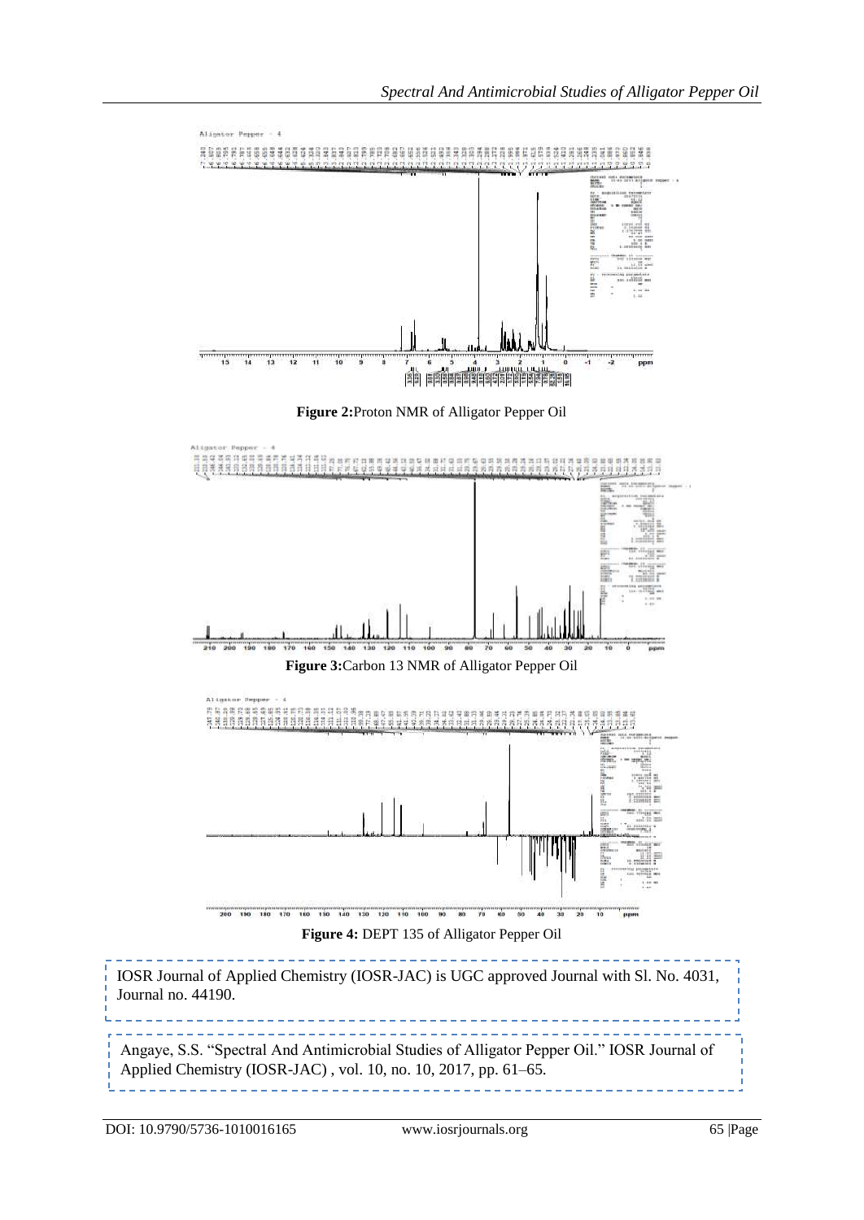Alligator Pepper - 4

15 14 13 12 11 10 9 8 7 6 5 4 3 2 1 0 -1 -2 ppm

**Figure 2:** Proton NMR of Alligator Pepper Oil

Alligator Pepper - 4

210 200 190 180 170 160 150 140 130 120 110 100 90 80 70 60 50 40 30 20 10 0 ppm

**Figure 3:** Carbon 13 NMR of Alligator Pepper Oil

Alligator Pepper - 4

200 190 180 170 160 150 140 130 120 110 100 90 80 70 60 50 40 30 20 10 ppm

**Figure 4:** DEPT 135 of Alligator Pepper Oil

IOSR Journal of Applied Chemistry (IOSR-JAC) is UGC approved Journal with Sl. No. 4031, Journal no. 44190.

Angaye, S.S. "Spectral And Antimicrobial Studies of Alligator Pepper Oil." IOSR Journal of Applied Chemistry (IOSR-JAC) , vol. 10, no. 10, 2017, pp. 61–65.